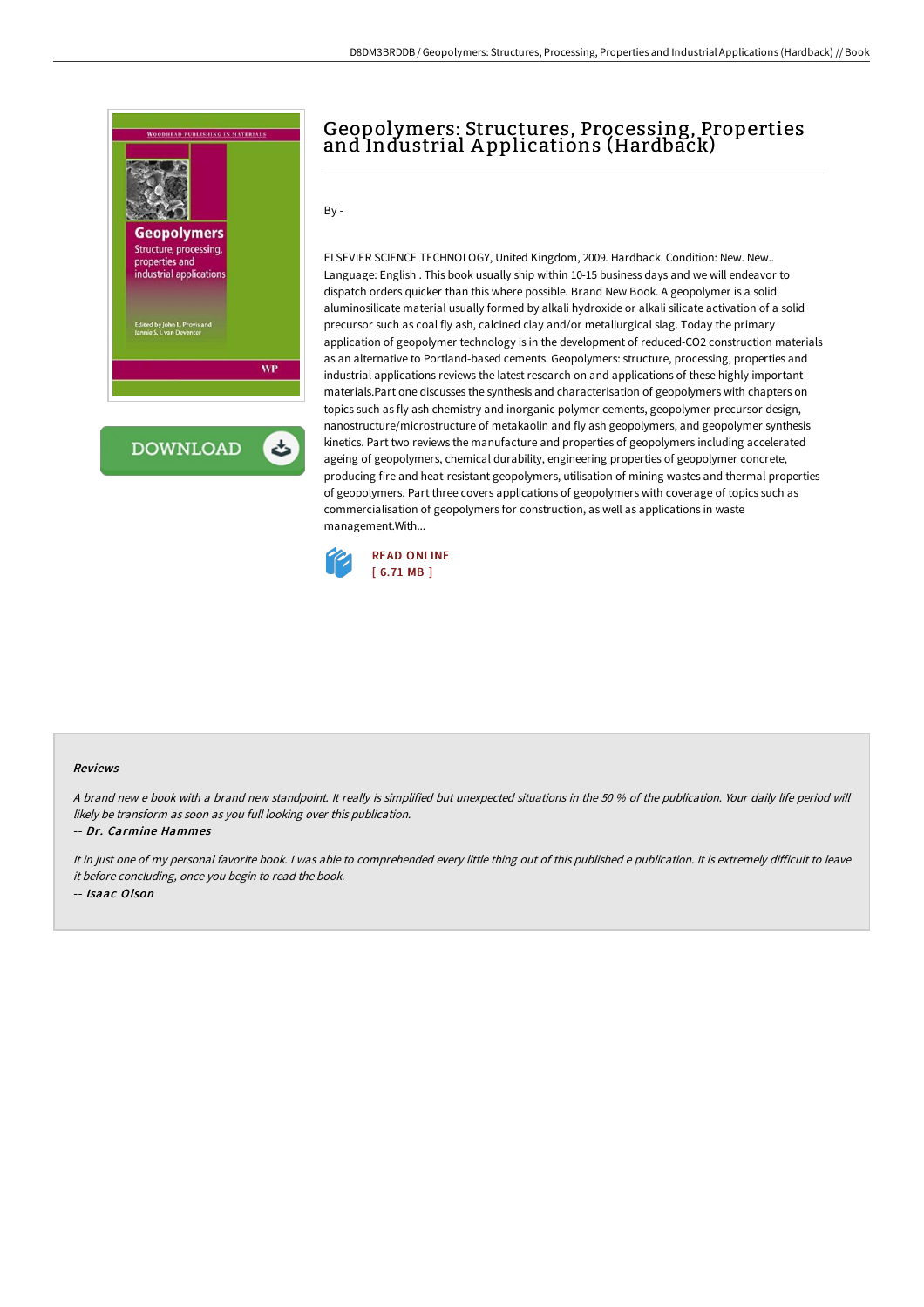# Geopolymers: Structures, Processing, Properties and Industrial Applications (Hardback)

By -

ELSEVIER SCIENCE TECHNOLOGY, United Kingdom, 2009. Hardback. Condition: New. New.. Language: English . This book usually ship within 10-15 business days and we will endeavor to dispatch orders quicker than this where possible. Brand New Book. A geopolymer is a solid aluminosilicate material usually formed by alkali hydroxide or alkali silicate activation of a solid precursor such as coal fly ash, calcined clay and/or metallurgical slag. Today the primary application of geopolymer technology is in the development of reduced-CO2 construction materials as an alternative to Portland-based cements. Geopolymers: structure, processing, properties and industrial applications reviews the latest research on and applications of these highly important materials.Part one discusses the synthesis and characterisation of geopolymers with chapters on topics such as fly ash chemistry and inorganic polymer cements, geopolymer precursor design, nanostructure/microstructure of metakaolin and fly ash geopolymers, and geopolymer synthesis kinetics. Part two reviews the manufacture and properties of geopolymers including accelerated ageing of geopolymers, chemical durability, engineering properties of geopolymer concrete, producing fire and heat-resistant geopolymers, utilisation of mining wastes and thermal properties of geopolymers. Part three covers applications of geopolymers with coverage of topics such as commercialisation of geopolymers for construction, as well as applications in waste management.With...

READ ONLINE
[ 6.71 MB ]

### Reviews

*A brand new e book with a brand new standpoint. It really is simplified but unexpected situations in the 50 % of the publication. Your daily life period will likely be transform as soon as you full looking over this publication.*

-- *Dr. Carmine Hammes*

*It in just one of my personal favorite book. I was able to comprehended every little thing out of this published e publication. It is extremely difficult to leave it before concluding, once you begin to read the book.*

-- *Isaac Olson*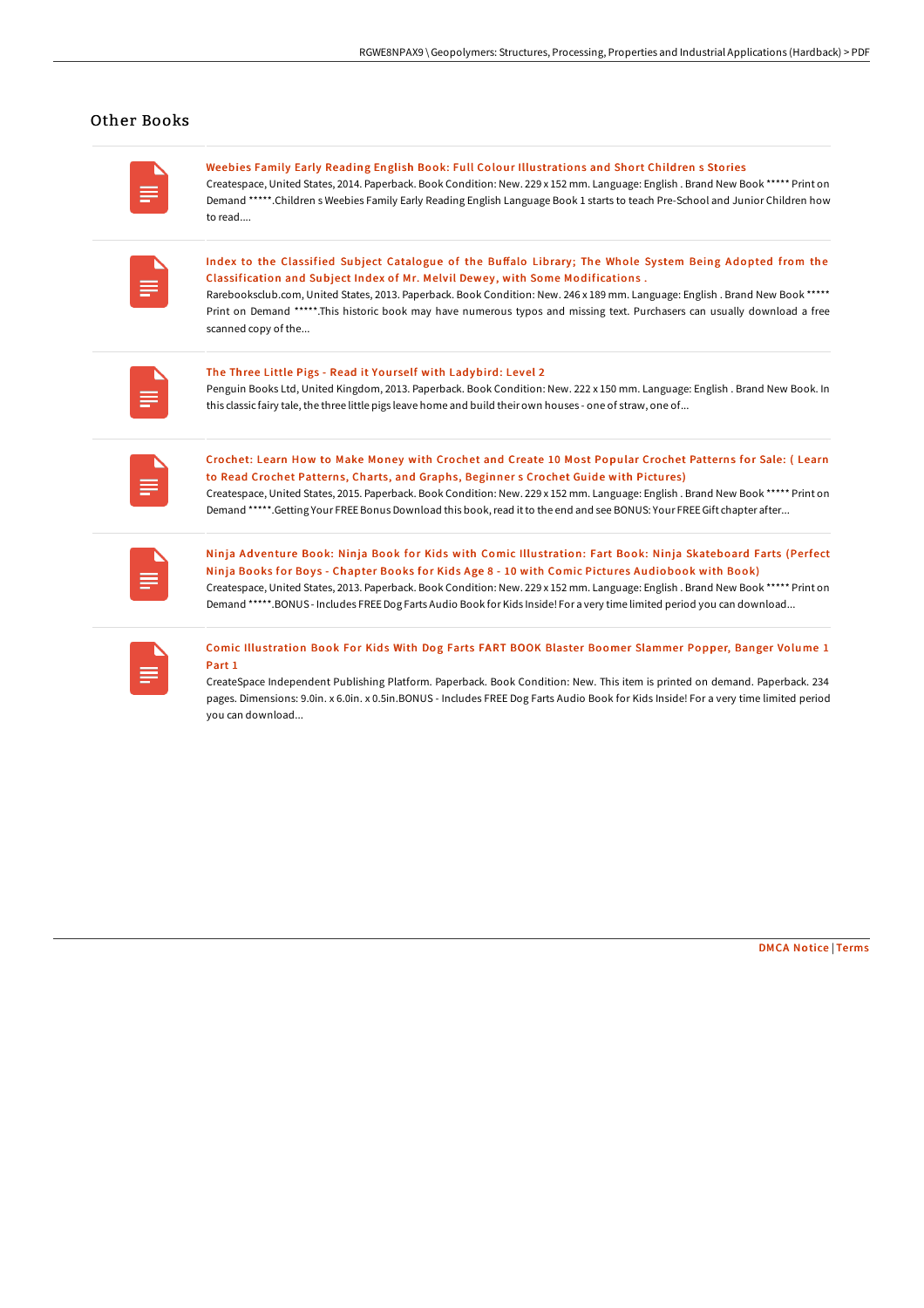## Other Books

**Weebies Family Early Reading English Book: Full Colour Illustrations and Short Children s Stories**

Createspace, United States, 2014. Paperback. Book Condition: New. 229 x 152 mm. Language: English . Brand New Book ***** Print on Demand *****.Children s Weebies Family Early Reading English Language Book 1 starts to teach Pre-School and Junior Children how to read....

**Index to the Classified Subject Catalogue of the Buffalo Library; The Whole System Being Adopted from the Classification and Subject Index of Mr. Melvil Dewey, with Some Modifications .**

Rarebooksclub.com, United States, 2013. Paperback. Book Condition: New. 246 x 189 mm. Language: English . Brand New Book ***** Print on Demand *****.This historic book may have numerous typos and missing text. Purchasers can usually download a free scanned copy of the...

**The Three Little Pigs - Read it Yourself with Ladybird: Level 2**

Penguin Books Ltd, United Kingdom, 2013. Paperback. Book Condition: New. 222 x 150 mm. Language: English . Brand New Book. In this classic fairy tale, the three little pigs leave home and build their own houses - one of straw, one of...

**Crochet: Learn How to Make Money with Crochet and Create 10 Most Popular Crochet Patterns for Sale: ( Learn to Read Crochet Patterns, Charts, and Graphs, Beginner s Crochet Guide with Pictures)**

Createspace, United States, 2015. Paperback. Book Condition: New. 229 x 152 mm. Language: English . Brand New Book ***** Print on Demand *****.Getting Your FREE Bonus Download this book, read it to the end and see BONUS: Your FREE Gift chapter after...

**Ninja Adventure Book: Ninja Book for Kids with Comic Illustration: Fart Book: Ninja Skateboard Farts (Perfect Ninja Books for Boys - Chapter Books for Kids Age 8 - 10 with Comic Pictures Audiobook with Book)**

Createspace, United States, 2013. Paperback. Book Condition: New. 229 x 152 mm. Language: English . Brand New Book ***** Print on Demand *****.BONUS - Includes FREE Dog Farts Audio Book for Kids Inside! For a very time limited period you can download...

**Comic Illustration Book For Kids With Dog Farts FART BOOK Blaster Boomer Slammer Popper, Banger Volume 1 Part 1**

CreateSpace Independent Publishing Platform. Paperback. Book Condition: New. This item is printed on demand. Paperback. 234 pages. Dimensions: 9.0in. x 6.0in. x 0.5in.BONUS - Includes FREE Dog Farts Audio Book for Kids Inside! For a very time limited period you can download...

DMCA Notice | Terms